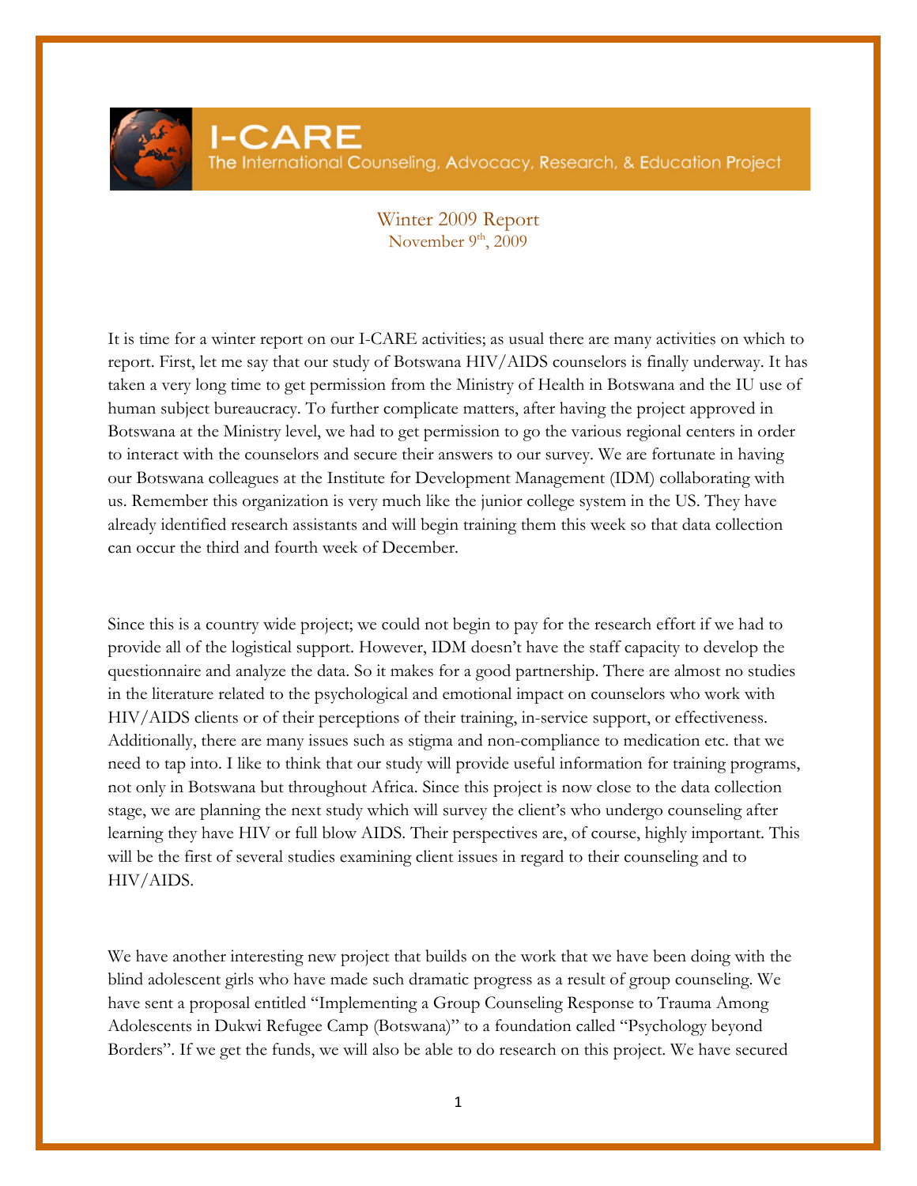# I-CARE

The International Counseling, Advocacy, Research, & Education Project

## Winter 2009 Report

November 9th, 2009

It is time for a winter report on our I-CARE activities; as usual there are many activities on which to report. First, let me say that our study of Botswana HIV/AIDS counselors is finally underway. It has taken a very long time to get permission from the Ministry of Health in Botswana and the IU use of human subject bureaucracy. To further complicate matters, after having the project approved in Botswana at the Ministry level, we had to get permission to go the various regional centers in order to interact with the counselors and secure their answers to our survey. We are fortunate in having our Botswana colleagues at the Institute for Development Management (IDM) collaborating with us. Remember this organization is very much like the junior college system in the US. They have already identified research assistants and will begin training them this week so that data collection can occur the third and fourth week of December.

Since this is a country wide project; we could not begin to pay for the research effort if we had to provide all of the logistical support. However, IDM doesn't have the staff capacity to develop the questionnaire and analyze the data. So it makes for a good partnership. There are almost no studies in the literature related to the psychological and emotional impact on counselors who work with HIV/AIDS clients or of their perceptions of their training, in-service support, or effectiveness. Additionally, there are many issues such as stigma and non-compliance to medication etc. that we need to tap into. I like to think that our study will provide useful information for training programs, not only in Botswana but throughout Africa. Since this project is now close to the data collection stage, we are planning the next study which will survey the client's who undergo counseling after learning they have HIV or full blow AIDS. Their perspectives are, of course, highly important. This will be the first of several studies examining client issues in regard to their counseling and to HIV/AIDS.

We have another interesting new project that builds on the work that we have been doing with the blind adolescent girls who have made such dramatic progress as a result of group counseling. We have sent a proposal entitled "Implementing a Group Counseling Response to Trauma Among Adolescents in Dukwi Refugee Camp (Botswana)" to a foundation called "Psychology beyond Borders". If we get the funds, we will also be able to do research on this project. We have secured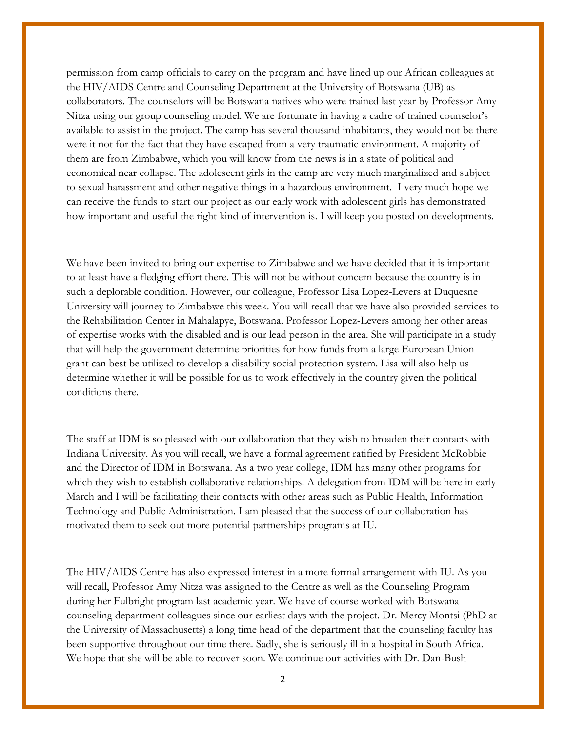permission from camp officials to carry on the program and have lined up our African colleagues at the HIV/AIDS Centre and Counseling Department at the University of Botswana (UB) as collaborators. The counselors will be Botswana natives who were trained last year by Professor Amy Nitza using our group counseling model. We are fortunate in having a cadre of trained counselor's available to assist in the project. The camp has several thousand inhabitants, they would not be there were it not for the fact that they have escaped from a very traumatic environment. A majority of them are from Zimbabwe, which you will know from the news is in a state of political and economical near collapse. The adolescent girls in the camp are very much marginalized and subject to sexual harassment and other negative things in a hazardous environment. I very much hope we can receive the funds to start our project as our early work with adolescent girls has demonstrated how important and useful the right kind of intervention is. I will keep you posted on developments.

We have been invited to bring our expertise to Zimbabwe and we have decided that it is important to at least have a fledging effort there. This will not be without concern because the country is in such a deplorable condition. However, our colleague, Professor Lisa Lopez-Levers at Duquesne University will journey to Zimbabwe this week. You will recall that we have also provided services to the Rehabilitation Center in Mahalapye, Botswana. Professor Lopez-Levers among her other areas of expertise works with the disabled and is our lead person in the area. She will participate in a study that will help the government determine priorities for how funds from a large European Union grant can best be utilized to develop a disability social protection system. Lisa will also help us determine whether it will be possible for us to work effectively in the country given the political conditions there.

The staff at IDM is so pleased with our collaboration that they wish to broaden their contacts with Indiana University. As you will recall, we have a formal agreement ratified by President McRobbie and the Director of IDM in Botswana. As a two year college, IDM has many other programs for which they wish to establish collaborative relationships. A delegation from IDM will be here in early March and I will be facilitating their contacts with other areas such as Public Health, Information Technology and Public Administration. I am pleased that the success of our collaboration has motivated them to seek out more potential partnerships programs at IU.

The HIV/AIDS Centre has also expressed interest in a more formal arrangement with IU. As you will recall, Professor Amy Nitza was assigned to the Centre as well as the Counseling Program during her Fulbright program last academic year. We have of course worked with Botswana counseling department colleagues since our earliest days with the project. Dr. Mercy Montsi (PhD at the University of Massachusetts) a long time head of the department that the counseling faculty has been supportive throughout our time there. Sadly, she is seriously ill in a hospital in South Africa. We hope that she will be able to recover soon. We continue our activities with Dr. Dan-Bush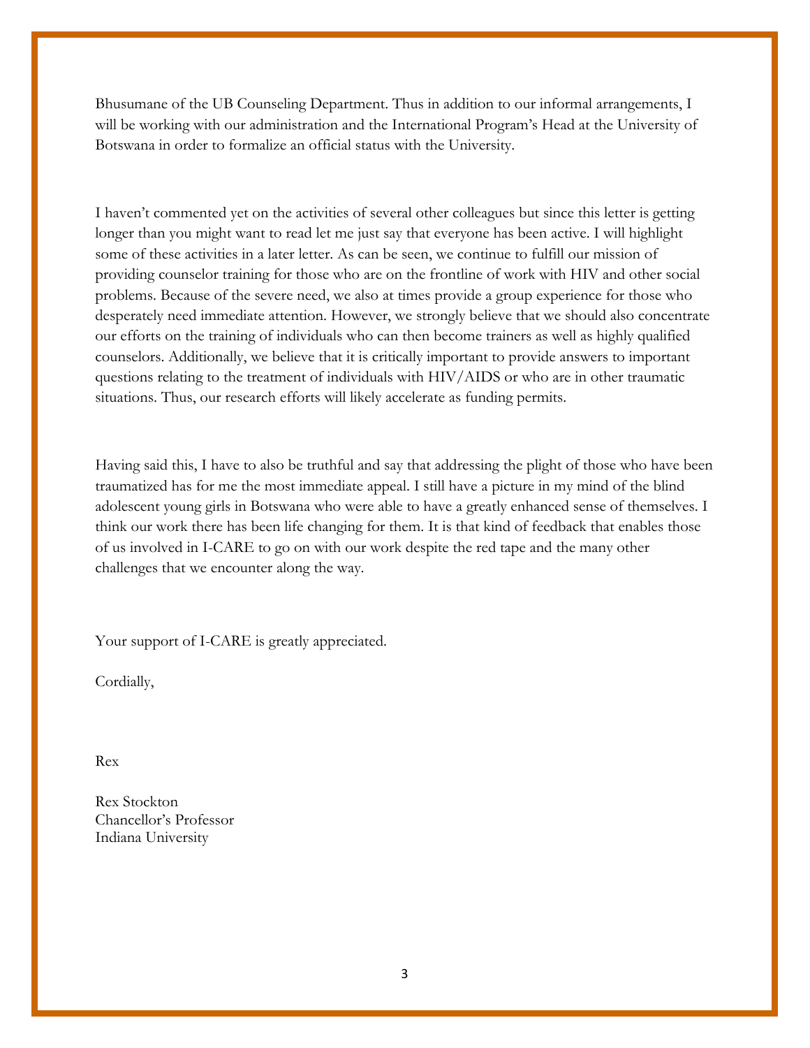Bhusumane of the UB Counseling Department. Thus in addition to our informal arrangements, I will be working with our administration and the International Program's Head at the University of Botswana in order to formalize an official status with the University.

I haven't commented yet on the activities of several other colleagues but since this letter is getting longer than you might want to read let me just say that everyone has been active. I will highlight some of these activities in a later letter. As can be seen, we continue to fulfill our mission of providing counselor training for those who are on the frontline of work with HIV and other social problems. Because of the severe need, we also at times provide a group experience for those who desperately need immediate attention. However, we strongly believe that we should also concentrate our efforts on the training of individuals who can then become trainers as well as highly qualified counselors. Additionally, we believe that it is critically important to provide answers to important questions relating to the treatment of individuals with HIV/AIDS or who are in other traumatic situations. Thus, our research efforts will likely accelerate as funding permits.

Having said this, I have to also be truthful and say that addressing the plight of those who have been traumatized has for me the most immediate appeal. I still have a picture in my mind of the blind adolescent young girls in Botswana who were able to have a greatly enhanced sense of themselves. I think our work there has been life changing for them. It is that kind of feedback that enables those of us involved in I-CARE to go on with our work despite the red tape and the many other challenges that we encounter along the way.

Your support of I-CARE is greatly appreciated.

Cordially,

Rex

Rex Stockton
Chancellor's Professor
Indiana University